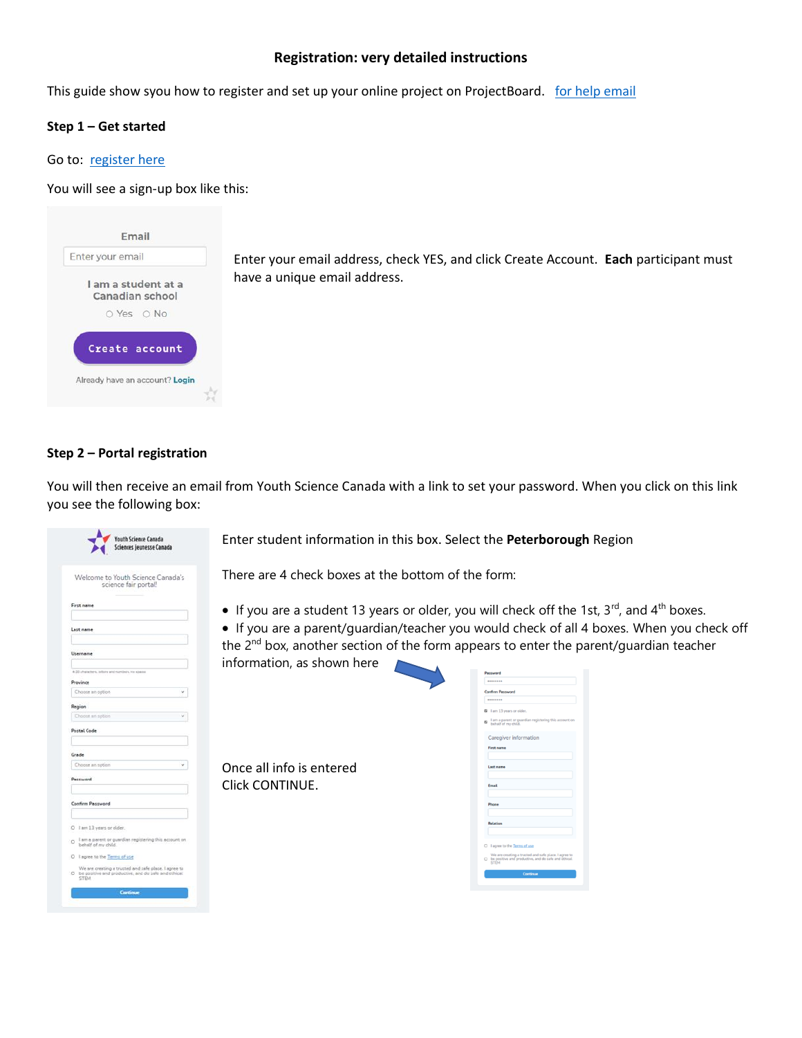**Registration: very detailed instructions**

This guide show syou how to register and set up your online project on ProjectBoard. for help email

**Step 1 – Get started**

Go to: register here

You will see a sign-up box like this:

Email

Enter your email

I am a student at a Canadian school

Yes No

Create account

Already have an account? Login

Enter your email address, check YES, and click Create Account. **Each** participant must have a unique email address.

**Step 2 – Portal registration**

You will then receive an email from Youth Science Canada with a link to set your password. When you click on this link you see the following box:

Youth Science Canada Sciences jeunesse Canada

Welcome to Youth Science Canada's science fair portal!

First name

Last name

Username

4-20 characters, letters and numbers, no spaces

Province

Choose an option

Region

Choose an option

Postal Code

Grade

Choose an option

Password

Confirm Password

I am 13 years or older.

I am a parent or guardian registering this account on behalf of my child.

I agree to the Terms of use

We are creating a trusted and safe place. I agree to be positive and productive, and do safe and ethical STEM

Continue

Enter student information in this box. Select the **Peterborough** Region

There are 4 check boxes at the bottom of the form:

- If you are a student 13 years or older, you will check off the 1st, 3rd, and 4th boxes.
- If you are a parent/guardian/teacher you would check of all 4 boxes. When you check off the 2nd box, another section of the form appears to enter the parent/guardian teacher information, as shown here

Password

Confirm Password

I am 13 years or older.

I am a parent or guardian registering this account on behalf of my child.

Caregiver information

First name

Last name

Email

Phone

Relation

I agree to the Terms of use

We are creating a trusted and safe place. I agree to be positive and productive, and do safe and ethical STEM

Continue

Once all info is entered Click CONTINUE.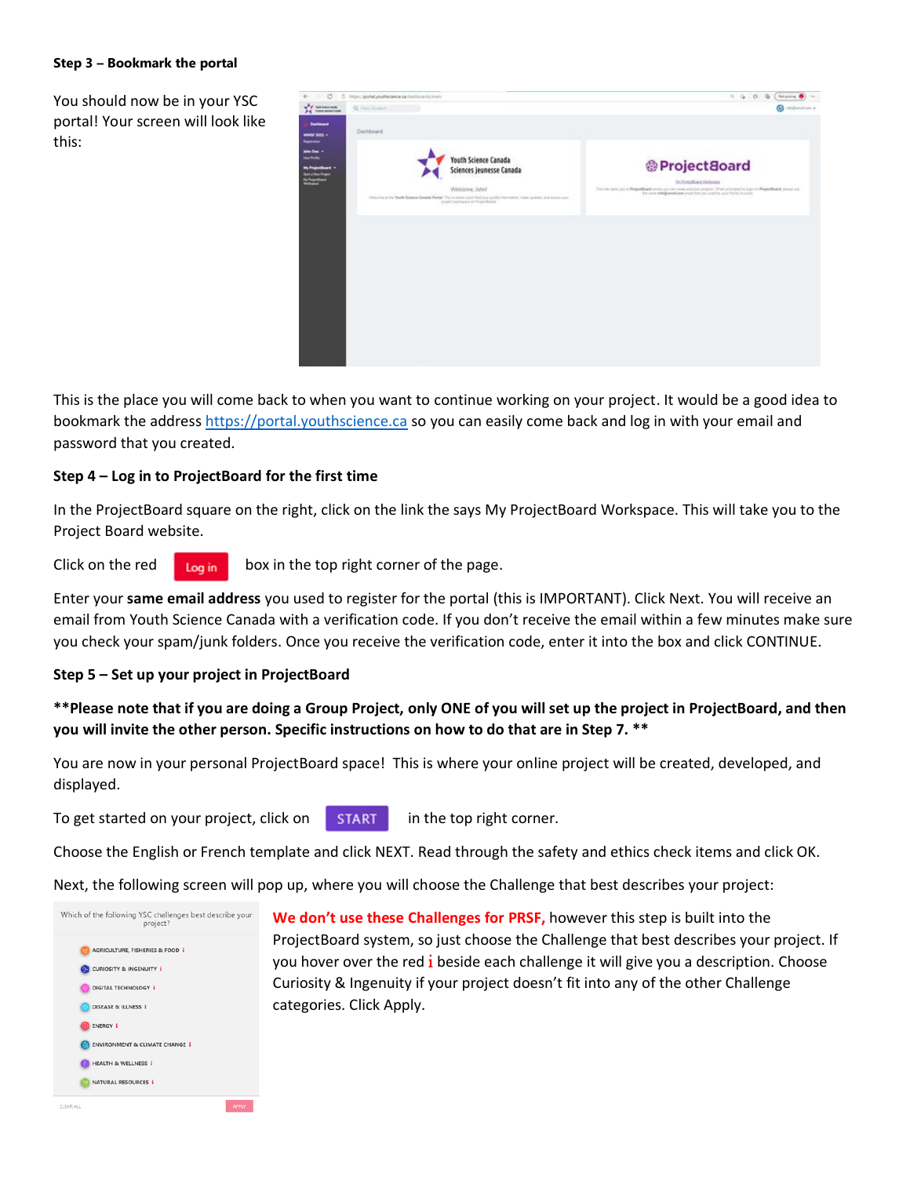**Step 3 – Bookmark the portal**

You should now be in your YSC portal! Your screen will look like this:

This is the place you will come back to when you want to continue working on your project. It would be a good idea to bookmark the address https://portal.youthscience.ca so you can easily come back and log in with your email and password that you created.

**Step 4 – Log in to ProjectBoard for the first time**

In the ProjectBoard square on the right, click on the link the says My ProjectBoard Workspace. This will take you to the Project Board website.

Click on the red Log in box in the top right corner of the page.

Enter your **same email address** you used to register for the portal (this is IMPORTANT). Click Next. You will receive an email from Youth Science Canada with a verification code. If you don't receive the email within a few minutes make sure you check your spam/junk folders. Once you receive the verification code, enter it into the box and click CONTINUE.

**Step 5 – Set up your project in ProjectBoard**

**\*\*Please note that if you are doing a Group Project, only ONE of you will set up the project in ProjectBoard, and then you will invite the other person. Specific instructions on how to do that are in Step 7. \*\***

You are now in your personal ProjectBoard space! This is where your online project will be created, developed, and displayed.

To get started on your project, click on START in the top right corner.

Choose the English or French template and click NEXT. Read through the safety and ethics check items and click OK.

Next, the following screen will pop up, where you will choose the Challenge that best describes your project:

**We don't use these Challenges for PRSF,** however this step is built into the ProjectBoard system, so just choose the Challenge that best describes your project. If you hover over the red **i** beside each challenge it will give you a description. Choose Curiosity & Ingenuity if your project doesn't fit into any of the other Challenge categories. Click Apply.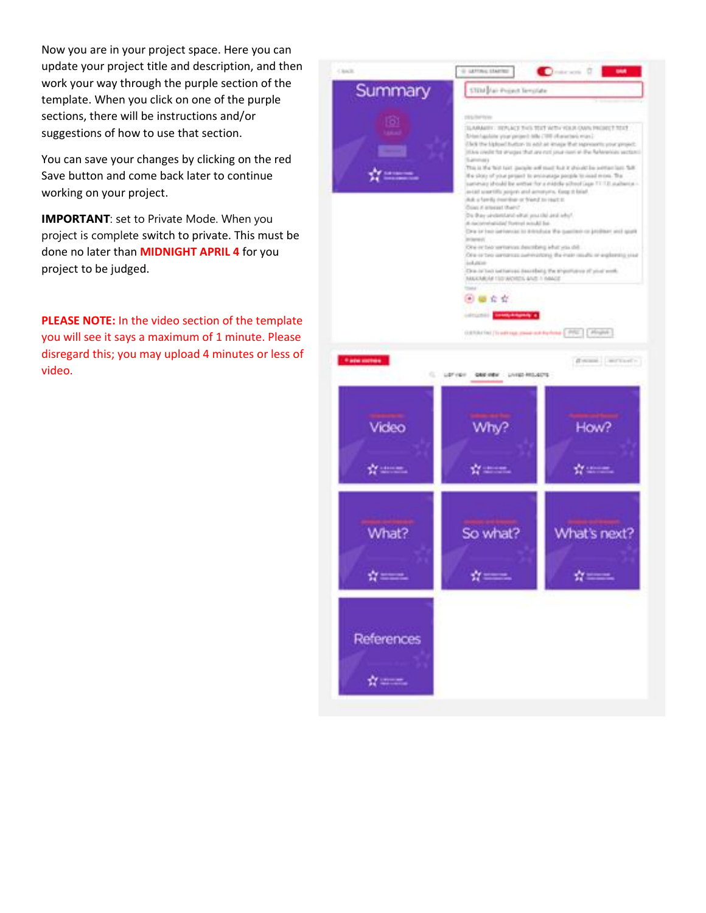Now you are in your project space. Here you can update your project title and description, and then work your way through the purple section of the template. When you click on one of the purple sections, there will be instructions and/or suggestions of how to use that section.

You can save your changes by clicking on the red Save button and come back later to continue working on your project.

**IMPORTANT**: set to Private Mode. When you project is complete switch to private. This must be done no later than **MIDNIGHT APRIL 4** for you project to be judged.

**PLEASE NOTE:** In the video section of the template you will see it says a maximum of 1 minute. Please disregard this; you may upload 4 minutes or less of video.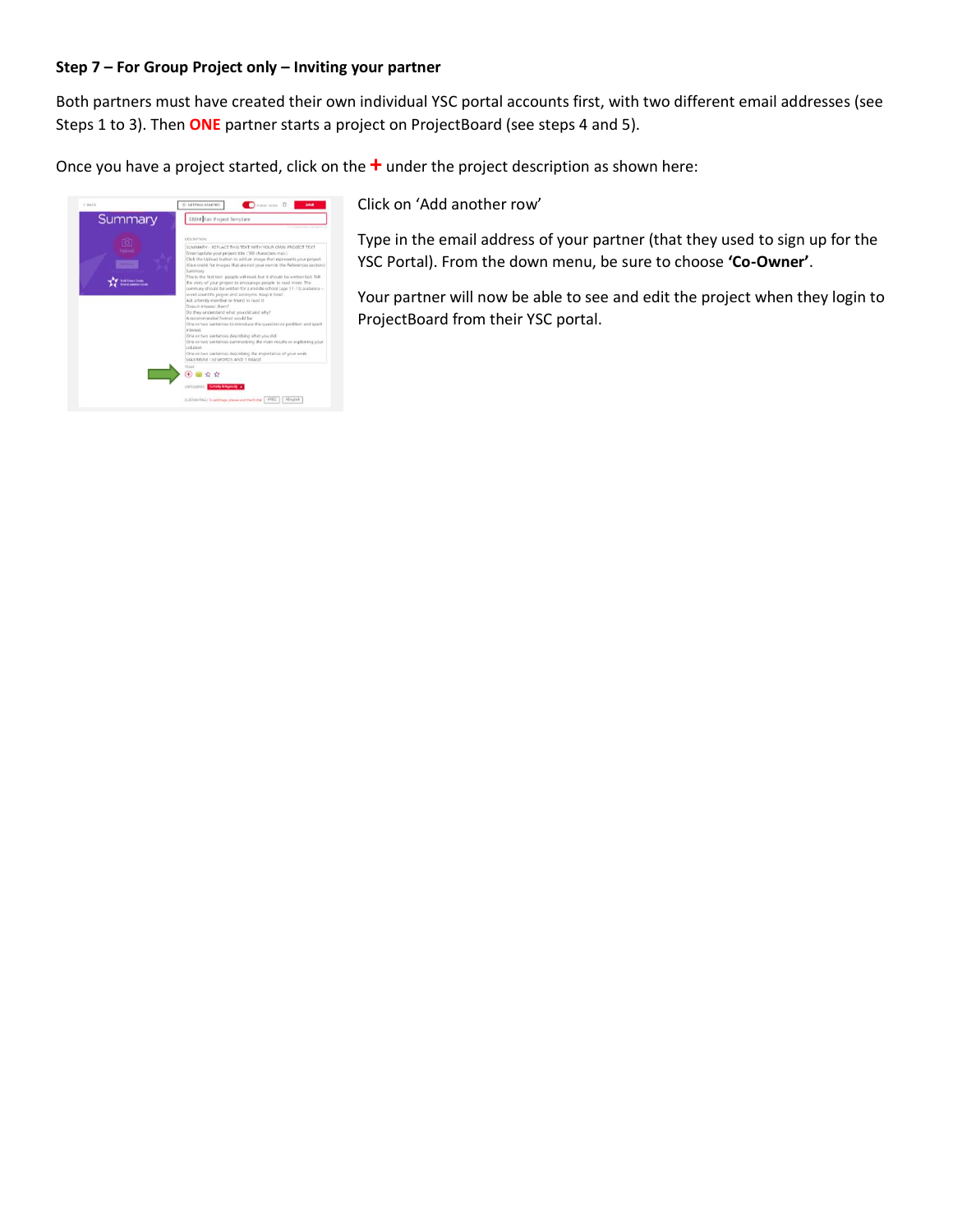**Step 7 – For Group Project only – Inviting your partner**

Both partners must have created their own individual YSC portal accounts first, with two different email addresses (see Steps 1 to 3). Then **ONE** partner starts a project on ProjectBoard (see steps 4 and 5).

Once you have a project started, click on the **+** under the project description as shown here:

Click on 'Add another row'

Type in the email address of your partner (that they used to sign up for the YSC Portal). From the down menu, be sure to choose **'Co-Owner'**.

Your partner will now be able to see and edit the project when they login to ProjectBoard from their YSC portal.